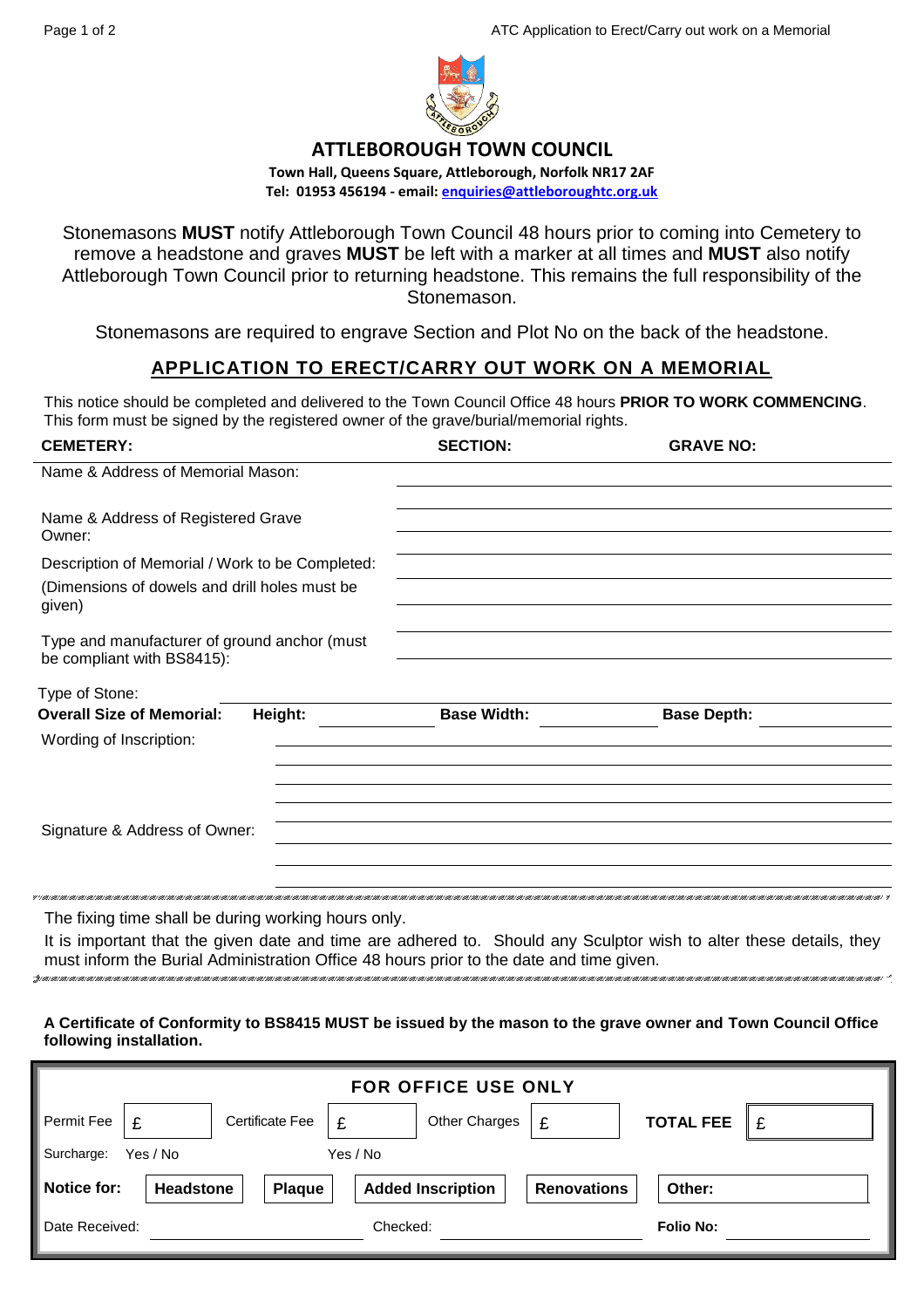# ATTLEBOROUGH TOWN COUNCIL

**Town Hall, Queens Square, Attleborough, Norfolk NR17 2AF**
**Tel: 01953 456194 - email: enquiries@attleboroughtc.org.uk**

Stonemasons **MUST** notify Attleborough Town Council 48 hours prior to coming into Cemetery to remove a headstone and graves **MUST** be left with a marker at all times and **MUST** also notify Attleborough Town Council prior to returning headstone. This remains the full responsibility of the Stonemason.

Stonemasons are required to engrave Section and Plot No on the back of the headstone.

## APPLICATION TO ERECT/CARRY OUT WORK ON A MEMORIAL

This notice should be completed and delivered to the Town Council Office 48 hours **PRIOR TO WORK COMMENCING**. This form must be signed by the registered owner of the grave/burial/memorial rights.

**CEMETERY:** **SECTION:** **GRAVE NO:**

Name & Address of Memorial Mason:

Name & Address of Registered Grave Owner:

Description of Memorial / Work to be Completed:
(Dimensions of dowels and drill holes must be given)

Type and manufacturer of ground anchor (must be compliant with BS8415):

Type of Stone:

**Overall Size of Memorial:** **Height:** **Base Width:** **Base Depth:**

Wording of Inscription:

Signature & Address of Owner:

---

The fixing time shall be during working hours only.

It is important that the given date and time are adhered to. Should any Sculptor wish to alter these details, they must inform the Burial Administration Office 48 hours prior to the date and time given.

---

**A Certificate of Conformity to BS8415 MUST be issued by the mason to the grave owner and Town Council Office following installation.**

**FOR OFFICE USE ONLY**

| | | | | | | | |
|---|---|---|---|---|---|---|---|
| Permit Fee | £ | Certificate Fee | £ | Other Charges | £ | **TOTAL FEE** | £ |
| Surcharge: | Yes / No | | Yes / No | | | | |
| **Notice for:** | **Headstone** | **Plaque** | **Added Inscription** | **Renovations** | **Other:** | | |
| Date Received: | | Checked: | | | | **Folio No:** | |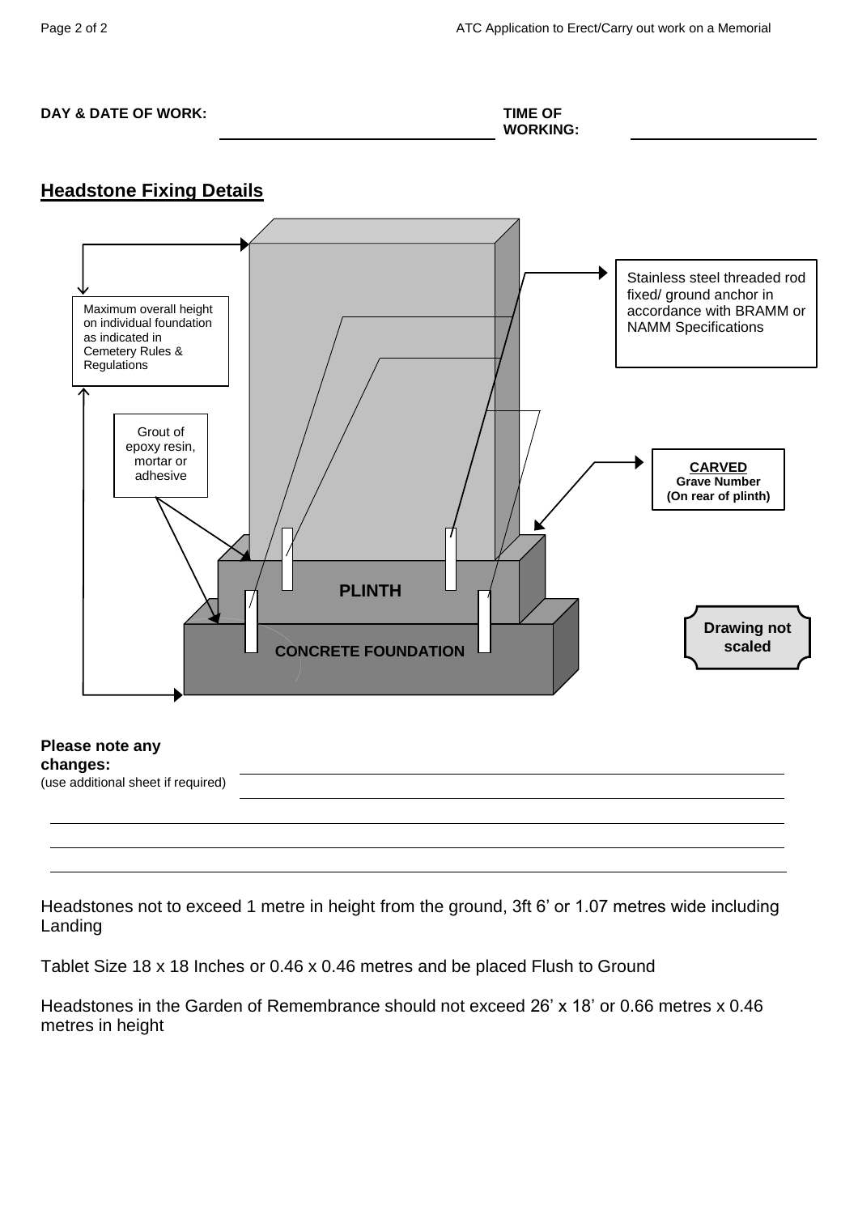**DAY & DATE OF WORK:** ______________________ **TIME OF WORKING:** ______________

## Headstone Fixing Details

Maximum overall height on individual foundation as indicated in Cemetery Rules & Regulations

Stainless steel threaded rod fixed/ ground anchor in accordance with BRAMM or NAMM Specifications

Grout of epoxy resin, mortar or adhesive

**CARVED**
**Grave Number**
**(On rear of plinth)**

**PLINTH**

**CONCRETE FOUNDATION**

**Drawing not scaled**

**Please note any changes:**
(use additional sheet if required)

Headstones not to exceed 1 metre in height from the ground, 3ft 6' or 1.07 metres wide including Landing

Tablet Size 18 x 18 Inches or 0.46 x 0.46 metres and be placed Flush to Ground

Headstones in the Garden of Remembrance should not exceed 26' x 18' or 0.66 metres x 0.46 metres in height